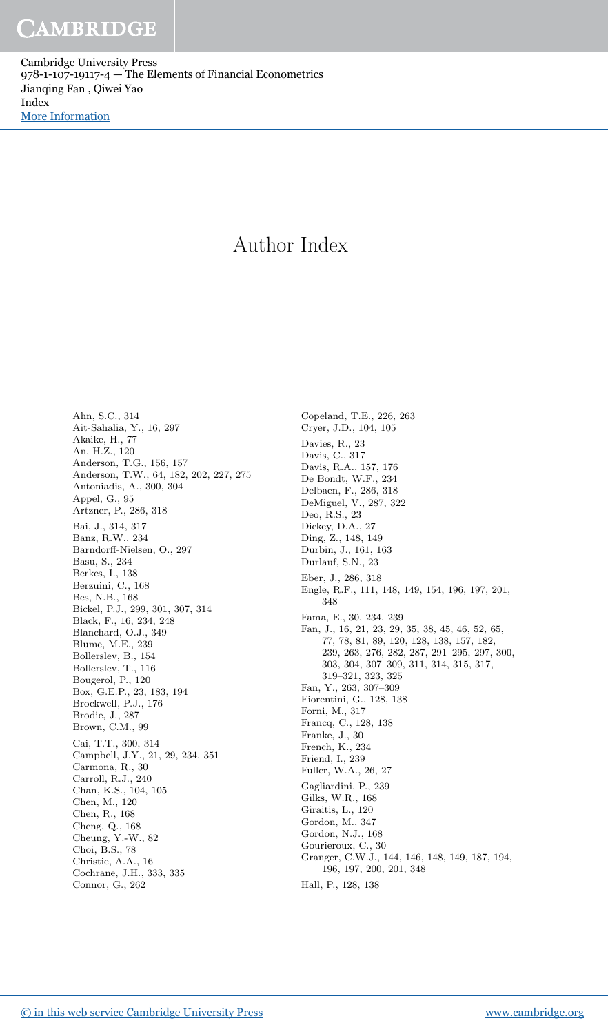# Author Index

Ahn, S.C., 314
Ait-Sahalia, Y., 16, 297
Akaike, H., 77
An, H.Z., 120
Anderson, T.G., 156, 157
Anderson, T.W., 64, 182, 202, 227, 275
Antoniadis, A., 300, 304
Appel, G., 95
Artzner, P., 286, 318

Bai, J., 314, 317
Banz, R.W., 234
Barndorff-Nielsen, O., 297
Basu, S., 234
Berkes, I., 138
Berzuini, C., 168
Bes, N.B., 168
Bickel, P.J., 299, 301, 307, 314
Black, F., 16, 234, 248
Blanchard, O.J., 349
Blume, M.E., 239
Bollerslev, B., 154
Bollerslev, T., 116
Bougerol, P., 120
Box, G.E.P., 23, 183, 194
Brockwell, P.J., 176
Brodie, J., 287
Brown, C.M., 99

Cai, T.T., 300, 314
Campbell, J.Y., 21, 29, 234, 351
Carmona, R., 30
Carroll, R.J., 240
Chan, K.S., 104, 105
Chen, M., 120
Chen, R., 168
Cheng, Q., 168
Cheung, Y.-W., 82
Choi, B.S., 78
Christie, A.A., 16
Cochrane, J.H., 333, 335
Connor, G., 262

Copeland, T.E., 226, 263
Cryer, J.D., 104, 105

Davies, R., 23
Davis, C., 317
Davis, R.A., 157, 176
De Bondt, W.F., 234
Delbaen, F., 286, 318
DeMiguel, V., 287, 322
Deo, R.S., 23
Dickey, D.A., 27
Ding, Z., 148, 149
Durbin, J., 161, 163
Durlauf, S.N., 23

Eber, J., 286, 318
Engle, R.F., 111, 148, 149, 154, 196, 197, 201, 348

Fama, E., 30, 234, 239
Fan, J., 16, 21, 23, 29, 35, 38, 45, 46, 52, 65, 77, 78, 81, 89, 120, 128, 138, 157, 182, 239, 263, 276, 282, 287, 291–295, 297, 300, 303, 304, 307–309, 311, 314, 315, 317, 319–321, 323, 325
Fan, Y., 263, 307–309
Fiorentini, G., 128, 138
Forni, M., 317
Francq, C., 128, 138
Franke, J., 30
French, K., 234
Friend, I., 239
Fuller, W.A., 26, 27

Gagliardini, P., 239
Gilks, W.R., 168
Giraitis, L., 120
Gordon, M., 347
Gordon, N.J., 168
Gourieroux, C., 30
Granger, C.W.J., 144, 146, 148, 149, 187, 194, 196, 197, 200, 201, 348

Hall, P., 128, 138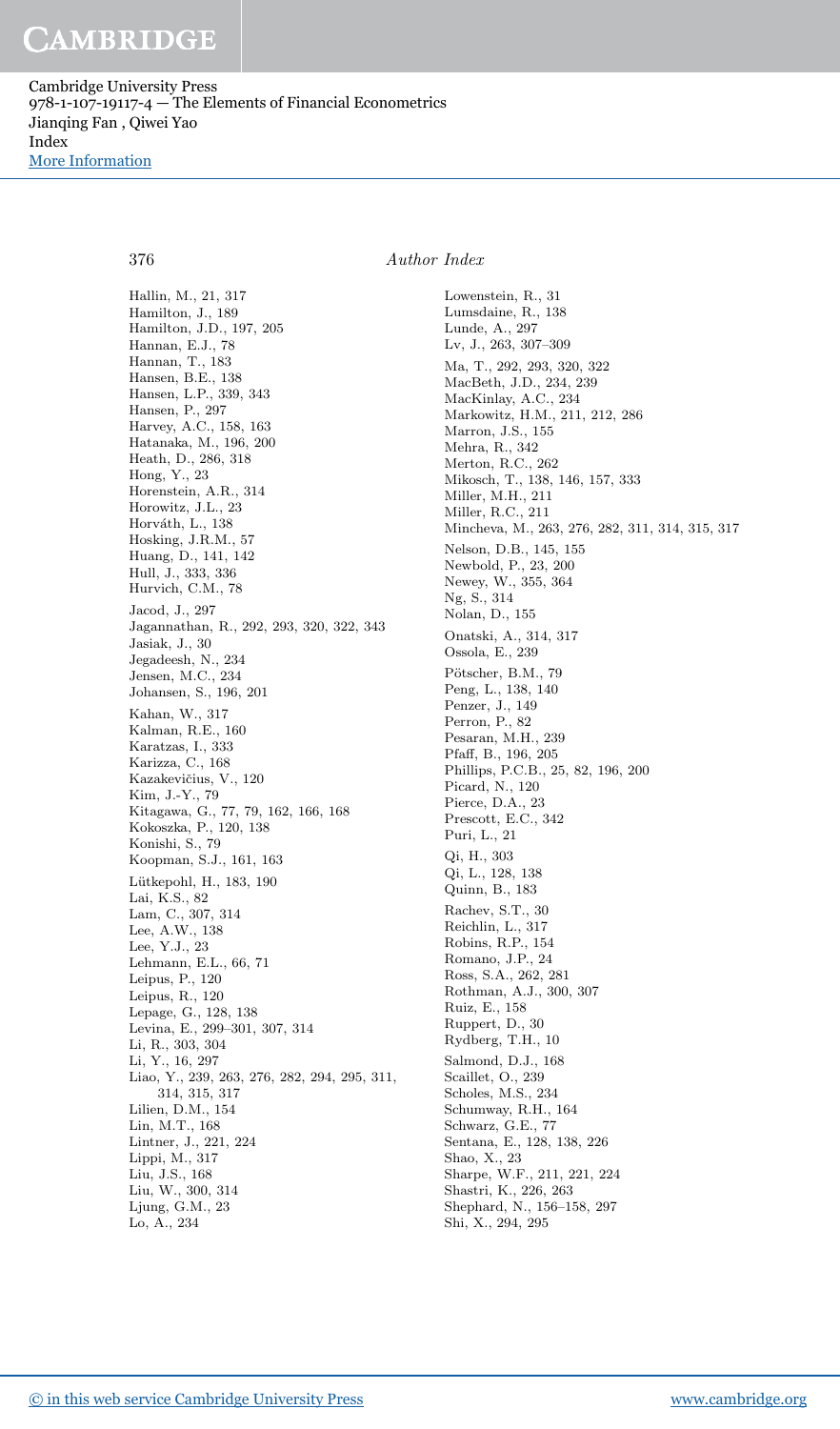Hallin, M., 21, 317
Hamilton, J., 189
Hamilton, J.D., 197, 205
Hannan, E.J., 78
Hannan, T., 183
Hansen, B.E., 138
Hansen, L.P., 339, 343
Hansen, P., 297
Harvey, A.C., 158, 163
Hatanaka, M., 196, 200
Heath, D., 286, 318
Hong, Y., 23
Horenstein, A.R., 314
Horowitz, J.L., 23
Horváth, L., 138
Hosking, J.R.M., 57
Huang, D., 141, 142
Hull, J., 333, 336
Hurvich, C.M., 78

Jacod, J., 297
Jagannathan, R., 292, 293, 320, 322, 343
Jasiak, J., 30
Jegadeesh, N., 234
Jensen, M.C., 234
Johansen, S., 196, 201

Kahan, W., 317
Kalman, R.E., 160
Karatzas, I., 333
Karizza, C., 168
Kazakevičius, V., 120
Kim, J.-Y., 79
Kitagawa, G., 77, 79, 162, 166, 168
Kokoszka, P., 120, 138
Konishi, S., 79
Koopman, S.J., 161, 163

Lütkepohl, H., 183, 190
Lai, K.S., 82
Lam, C., 307, 314
Lee, A.W., 138
Lee, Y.J., 23
Lehmann, E.L., 66, 71
Leipus, P., 120
Leipus, R., 120
Lepage, G., 128, 138
Levina, E., 299–301, 307, 314
Li, R., 303, 304
Li, Y., 16, 297
Liao, Y., 239, 263, 276, 282, 294, 295, 311, 314, 315, 317
Lilien, D.M., 154
Lin, M.T., 168
Lintner, J., 221, 224
Lippi, M., 317
Liu, J.S., 168
Liu, W., 300, 314
Ljung, G.M., 23
Lo, A., 234
Lowenstein, R., 31
Lumsdaine, R., 138
Lunde, A., 297
Lv, J., 263, 307–309

Ma, T., 292, 293, 320, 322
MacBeth, J.D., 234, 239
MacKinlay, A.C., 234
Markowitz, H.M., 211, 212, 286
Marron, J.S., 155
Mehra, R., 342
Merton, R.C., 262
Mikosch, T., 138, 146, 157, 333
Miller, M.H., 211
Miller, R.C., 211
Mincheva, M., 263, 276, 282, 311, 314, 315, 317

Nelson, D.B., 145, 155
Newbold, P., 23, 200
Newey, W., 355, 364
Ng, S., 314
Nolan, D., 155

Onatski, A., 314, 317
Ossola, E., 239

Pötscher, B.M., 79
Peng, L., 138, 140
Penzer, J., 149
Perron, P., 82
Pesaran, M.H., 239
Pfaff, B., 196, 205
Phillips, P.C.B., 25, 82, 196, 200
Picard, N., 120
Pierce, D.A., 23
Prescott, E.C., 342
Puri, L., 21

Qi, H., 303
Qi, L., 128, 138
Quinn, B., 183

Rachev, S.T., 30
Reichlin, L., 317
Robins, R.P., 154
Romano, J.P., 24
Ross, S.A., 262, 281
Rothman, A.J., 300, 307
Ruiz, E., 158
Ruppert, D., 30
Rydberg, T.H., 10

Salmond, D.J., 168
Scaillet, O., 239
Scholes, M.S., 234
Schumway, R.H., 164
Schwarz, G.E., 77
Sentana, E., 128, 138, 226
Shao, X., 23
Sharpe, W.F., 211, 221, 224
Shastri, K., 226, 263
Shephard, N., 156–158, 297
Shi, X., 294, 295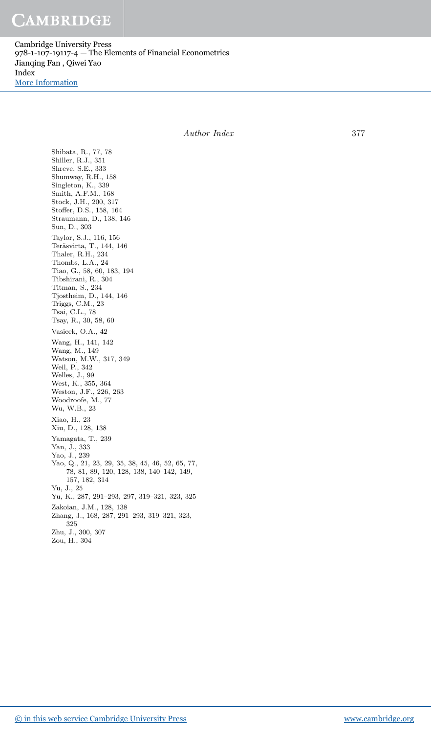Shibata, R., 77, 78
Shiller, R.J., 351
Shreve, S.E., 333
Shumway, R.H., 158
Singleton, K., 339
Smith, A.F.M., 168
Stock, J.H., 200, 317
Stoffer, D.S., 158, 164
Straumann, D., 138, 146
Sun, D., 303

Taylor, S.J., 116, 156
Teräsvirta, T., 144, 146
Thaler, R.H., 234
Thombs, L.A., 24
Tiao, G., 58, 60, 183, 194
Tibshirani, R., 304
Titman, S., 234
Tjostheim, D., 144, 146
Triggs, C.M., 23
Tsai, C.L., 78
Tsay, R., 30, 58, 60

Vasicek, O.A., 42

Wang, H., 141, 142
Wang, M., 149
Watson, M.W., 317, 349
Weil, P., 342
Welles, J., 99
West, K., 355, 364
Weston, J.F., 226, 263
Woodroofe, M., 77
Wu, W.B., 23

Xiao, H., 23
Xiu, D., 128, 138

Yamagata, T., 239
Yan, J., 333
Yao, J., 239
Yao, Q., 21, 23, 29, 35, 38, 45, 46, 52, 65, 77, 78, 81, 89, 120, 128, 138, 140–142, 149, 157, 182, 314
Yu, J., 25
Yu, K., 287, 291–293, 297, 319–321, 323, 325

Zakoian, J.M., 128, 138
Zhang, J., 168, 287, 291–293, 319–321, 323, 325
Zhu, J., 300, 307
Zou, H., 304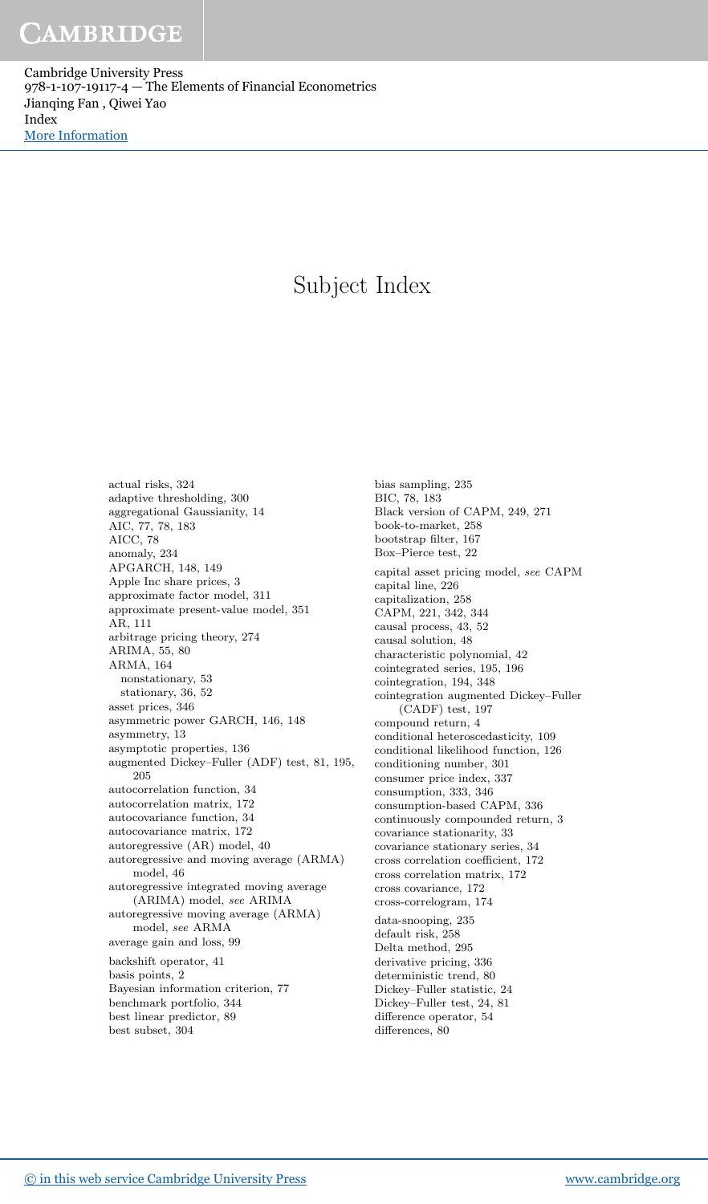# Subject Index

actual risks, 324
adaptive thresholding, 300
aggregational Gaussianity, 14
AIC, 77, 78, 183
AICC, 78
anomaly, 234
APGARCH, 148, 149
Apple Inc share prices, 3
approximate factor model, 311
approximate present-value model, 351
AR, 111
arbitrage pricing theory, 274
ARIMA, 55, 80
ARMA, 164
  nonstationary, 53
  stationary, 36, 52
asset prices, 346
asymmetric power GARCH, 146, 148
asymmetry, 13
asymptotic properties, 136
augmented Dickey–Fuller (ADF) test, 81, 195, 205
autocorrelation function, 34
autocorrelation matrix, 172
autocovariance function, 34
autocovariance matrix, 172
autoregressive (AR) model, 40
autoregressive and moving average (ARMA) model, 46
autoregressive integrated moving average (ARIMA) model, *see* ARIMA
autoregressive moving average (ARMA) model, *see* ARMA
average gain and loss, 99

backshift operator, 41
basis points, 2
Bayesian information criterion, 77
benchmark portfolio, 344
best linear predictor, 89
best subset, 304
bias sampling, 235
BIC, 78, 183
Black version of CAPM, 249, 271
book-to-market, 258
bootstrap filter, 167
Box–Pierce test, 22

capital asset pricing model, *see* CAPM
capital line, 226
capitalization, 258
CAPM, 221, 342, 344
causal process, 43, 52
causal solution, 48
characteristic polynomial, 42
cointegrated series, 195, 196
cointegration, 194, 348
cointegration augmented Dickey–Fuller (CADF) test, 197
compound return, 4
conditional heteroscedasticity, 109
conditional likelihood function, 126
conditioning number, 301
consumer price index, 337
consumption, 333, 346
consumption-based CAPM, 336
continuously compounded return, 3
covariance stationarity, 33
covariance stationary series, 34
cross correlation coefficient, 172
cross correlation matrix, 172
cross covariance, 172
cross-correlogram, 174

data-snooping, 235
default risk, 258
Delta method, 295
derivative pricing, 336
deterministic trend, 80
Dickey–Fuller statistic, 24
Dickey–Fuller test, 24, 81
difference operator, 54
differences, 80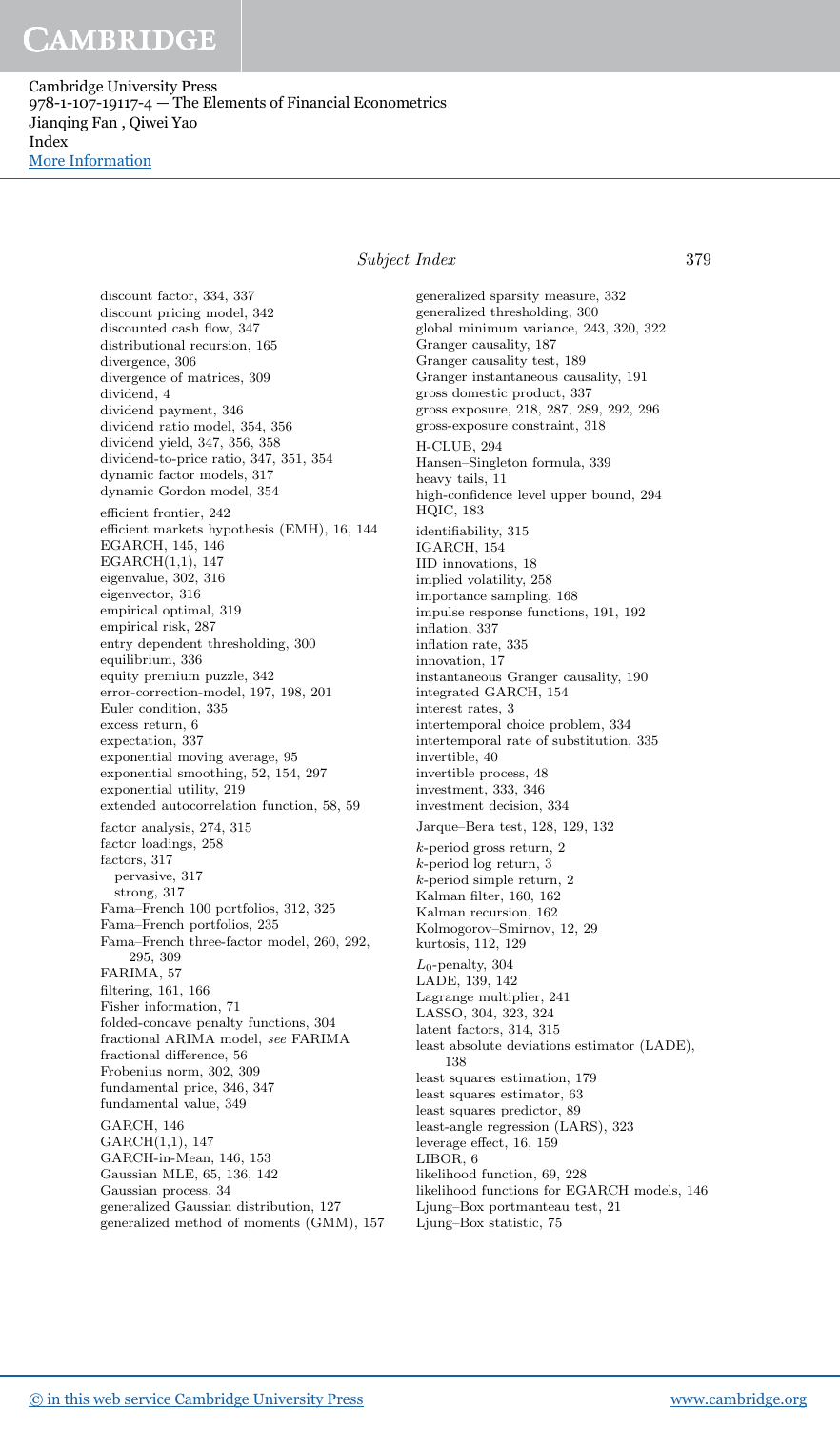discount factor, 334, 337
discount pricing model, 342
discounted cash flow, 347
distributional recursion, 165
divergence, 306
divergence of matrices, 309
dividend, 4
dividend payment, 346
dividend ratio model, 354, 356
dividend yield, 347, 356, 358
dividend-to-price ratio, 347, 351, 354
dynamic factor models, 317
dynamic Gordon model, 354

efficient frontier, 242
efficient markets hypothesis (EMH), 16, 144
EGARCH, 145, 146
EGARCH(1,1), 147
eigenvalue, 302, 316
eigenvector, 316
empirical optimal, 319
empirical risk, 287
entry dependent thresholding, 300
equilibrium, 336
equity premium puzzle, 342
error-correction-model, 197, 198, 201
Euler condition, 335
excess return, 6
expectation, 337
exponential moving average, 95
exponential smoothing, 52, 154, 297
exponential utility, 219
extended autocorrelation function, 58, 59

factor analysis, 274, 315
factor loadings, 258
factors, 317
  pervasive, 317
  strong, 317
Fama–French 100 portfolios, 312, 325
Fama–French portfolios, 235
Fama–French three-factor model, 260, 292, 295, 309
FARIMA, 57
filtering, 161, 166
Fisher information, 71
folded-concave penalty functions, 304
fractional ARIMA model, *see* FARIMA
fractional difference, 56
Frobenius norm, 302, 309
fundamental price, 346, 347
fundamental value, 349

GARCH, 146
GARCH(1,1), 147
GARCH-in-Mean, 146, 153
Gaussian MLE, 65, 136, 142
Gaussian process, 34
generalized Gaussian distribution, 127
generalized method of moments (GMM), 157
generalized sparsity measure, 332
generalized thresholding, 300
global minimum variance, 243, 320, 322
Granger causality, 187
Granger causality test, 189
Granger instantaneous causality, 191
gross domestic product, 337
gross exposure, 218, 287, 289, 292, 296
gross-exposure constraint, 318

H-CLUB, 294
Hansen–Singleton formula, 339
heavy tails, 11
high-confidence level upper bound, 294
HQIC, 183

identifiability, 315
IGARCH, 154
IID innovations, 18
implied volatility, 258
importance sampling, 168
impulse response functions, 191, 192
inflation, 337
inflation rate, 335
innovation, 17
instantaneous Granger causality, 190
integrated GARCH, 154
interest rates, 3
intertemporal choice problem, 334
intertemporal rate of substitution, 335
invertible, 40
invertible process, 48
investment, 333, 346
investment decision, 334

Jarque–Bera test, 128, 129, 132

$k$-period gross return, 2
$k$-period log return, 3
$k$-period simple return, 2
Kalman filter, 160, 162
Kalman recursion, 162
Kolmogorov–Smirnov, 12, 29
kurtosis, 112, 129

$L_0$-penalty, 304
LADE, 139, 142
Lagrange multiplier, 241
LASSO, 304, 323, 324
latent factors, 314, 315
least absolute deviations estimator (LADE), 138
least squares estimation, 179
least squares estimator, 63
least squares predictor, 89
least-angle regression (LARS), 323
leverage effect, 16, 159
LIBOR, 6
likelihood function, 69, 228
likelihood functions for EGARCH models, 146
Ljung–Box portmanteau test, 21
Ljung–Box statistic, 75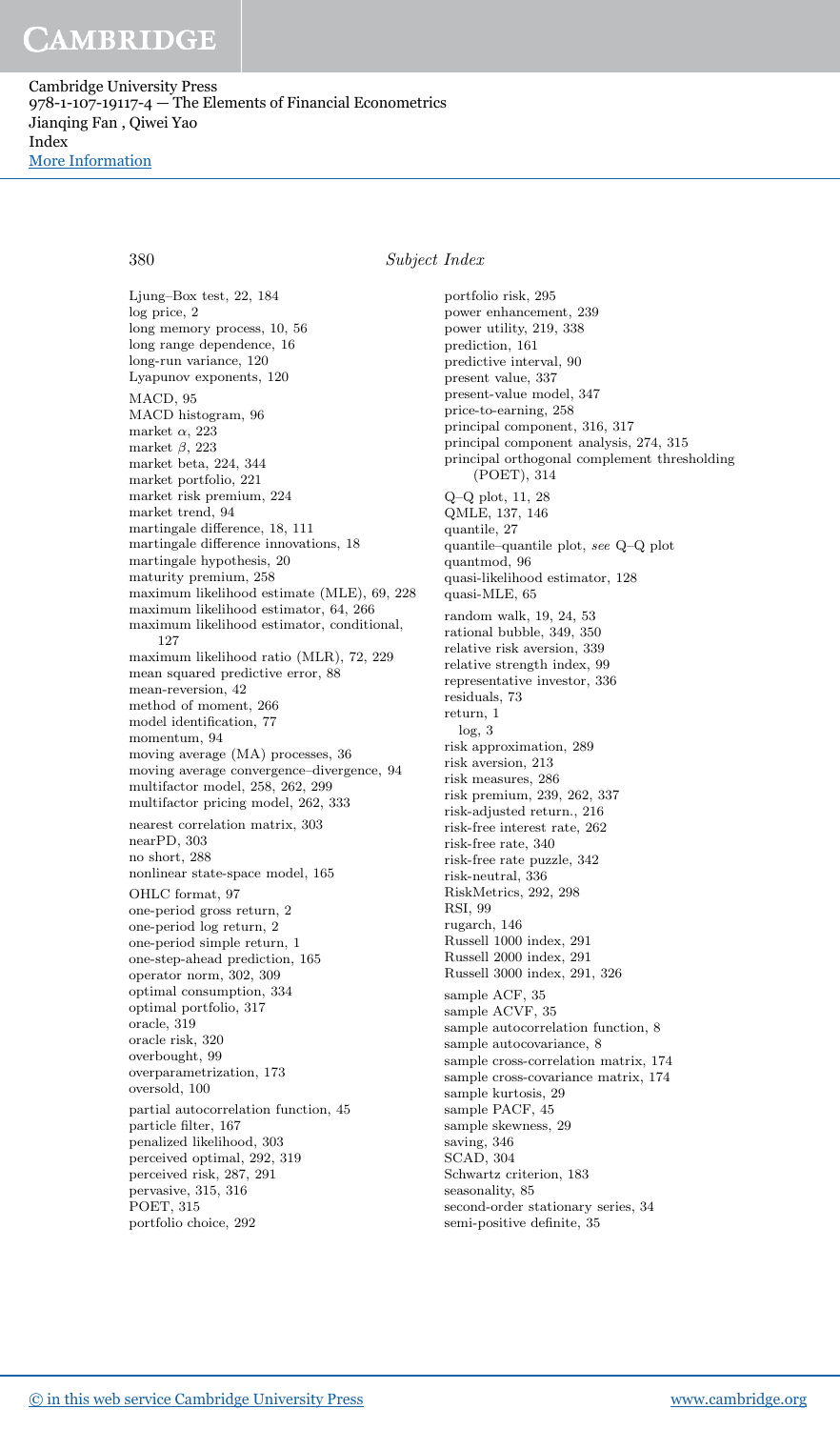Ljung–Box test, 22, 184
log price, 2
long memory process, 10, 56
long range dependence, 16
long-run variance, 120
Lyapunov exponents, 120

MACD, 95
MACD histogram, 96
market $\alpha$, 223
market $\beta$, 223
market beta, 224, 344
market portfolio, 221
market risk premium, 224
market trend, 94
martingale difference, 18, 111
martingale difference innovations, 18
martingale hypothesis, 20
maturity premium, 258
maximum likelihood estimate (MLE), 69, 228
maximum likelihood estimator, 64, 266
maximum likelihood estimator, conditional, 127
maximum likelihood ratio (MLR), 72, 229
mean squared predictive error, 88
mean-reversion, 42
method of moment, 266
model identification, 77
momentum, 94
moving average (MA) processes, 36
moving average convergence–divergence, 94
multifactor model, 258, 262, 299
multifactor pricing model, 262, 333

nearest correlation matrix, 303
nearPD, 303
no short, 288
nonlinear state-space model, 165

OHLC format, 97
one-period gross return, 2
one-period log return, 2
one-period simple return, 1
one-step-ahead prediction, 165
operator norm, 302, 309
optimal consumption, 334
optimal portfolio, 317
oracle, 319
oracle risk, 320
overbought, 99
overparametrization, 173
oversold, 100

partial autocorrelation function, 45
particle filter, 167
penalized likelihood, 303
perceived optimal, 292, 319
perceived risk, 287, 291
pervasive, 315, 316
POET, 315
portfolio choice, 292
portfolio risk, 295
power enhancement, 239
power utility, 219, 338
prediction, 161
predictive interval, 90
present value, 337
present-value model, 347
price-to-earning, 258
principal component, 316, 317
principal component analysis, 274, 315
principal orthogonal complement thresholding (POET), 314

Q–Q plot, 11, 28
QMLE, 137, 146
quantile, 27
quantile–quantile plot, *see* Q–Q plot
quantmod, 96
quasi-likelihood estimator, 128
quasi-MLE, 65

random walk, 19, 24, 53
rational bubble, 349, 350
relative risk aversion, 339
relative strength index, 99
representative investor, 336
residuals, 73
return, 1
  log, 3
risk approximation, 289
risk aversion, 213
risk measures, 286
risk premium, 239, 262, 337
risk-adjusted return., 216
risk-free interest rate, 262
risk-free rate, 340
risk-free rate puzzle, 342
risk-neutral, 336
RiskMetrics, 292, 298
RSI, 99
rugarch, 146
Russell 1000 index, 291
Russell 2000 index, 291
Russell 3000 index, 291, 326

sample ACF, 35
sample ACVF, 35
sample autocorrelation function, 8
sample autocovariance, 8
sample cross-correlation matrix, 174
sample cross-covariance matrix, 174
sample kurtosis, 29
sample PACF, 45
sample skewness, 29
saving, 346
SCAD, 304
Schwartz criterion, 183
seasonality, 85
second-order stationary series, 34
semi-positive definite, 35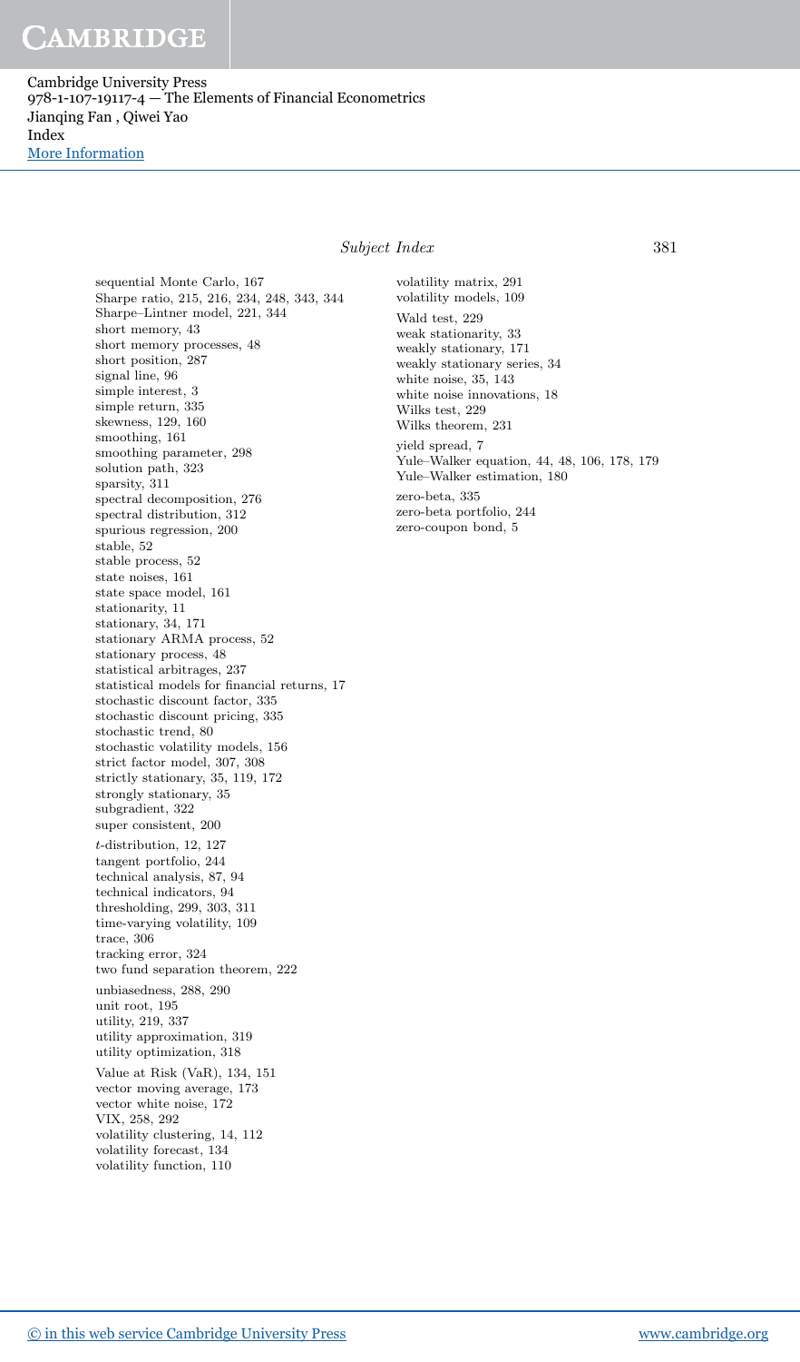sequential Monte Carlo, 167
Sharpe ratio, 215, 216, 234, 248, 343, 344
Sharpe–Lintner model, 221, 344
short memory, 43
short memory processes, 48
short position, 287
signal line, 96
simple interest, 3
simple return, 335
skewness, 129, 160
smoothing, 161
smoothing parameter, 298
solution path, 323
sparsity, 311
spectral decomposition, 276
spectral distribution, 312
spurious regression, 200
stable, 52
stable process, 52
state noises, 161
state space model, 161
stationarity, 11
stationary, 34, 171
stationary ARMA process, 52
stationary process, 48
statistical arbitrages, 237
statistical models for financial returns, 17
stochastic discount factor, 335
stochastic discount pricing, 335
stochastic trend, 80
stochastic volatility models, 156
strict factor model, 307, 308
strictly stationary, 35, 119, 172
strongly stationary, 35
subgradient, 322
super consistent, 200

$t$-distribution, 12, 127
tangent portfolio, 244
technical analysis, 87, 94
technical indicators, 94
thresholding, 299, 303, 311
time-varying volatility, 109
trace, 306
tracking error, 324
two fund separation theorem, 222

unbiasedness, 288, 290
unit root, 195
utility, 219, 337
utility approximation, 319
utility optimization, 318

Value at Risk (VaR), 134, 151
vector moving average, 173
vector white noise, 172
VIX, 258, 292
volatility clustering, 14, 112
volatility forecast, 134
volatility function, 110
volatility matrix, 291
volatility models, 109

Wald test, 229
weak stationarity, 33
weakly stationary, 171
weakly stationary series, 34
white noise, 35, 143
white noise innovations, 18
Wilks test, 229
Wilks theorem, 231

yield spread, 7
Yule–Walker equation, 44, 48, 106, 178, 179
Yule–Walker estimation, 180

zero-beta, 335
zero-beta portfolio, 244
zero-coupon bond, 5